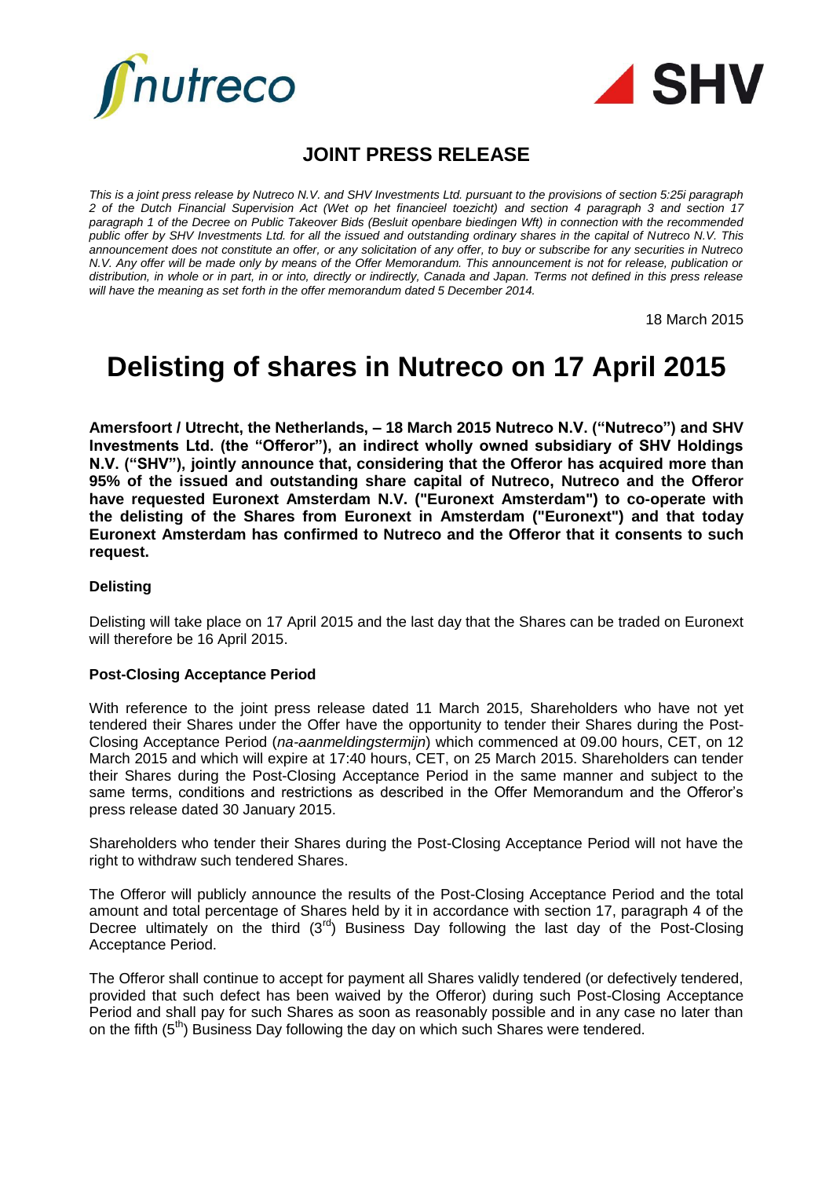## JOINT PRESS RELEASE

*This is a joint press release by Nutreco N.V. and SHV Investments Ltd. pursuant to the provisions of section 5:25i paragraph 2 of the Dutch Financial Supervision Act (Wet op het financieel toezicht) and section 4 paragraph 3 and section 17 paragraph 1 of the Decree on Public Takeover Bids (Besluit openbare biedingen Wft) in connection with the recommended public offer by SHV Investments Ltd. for all the issued and outstanding ordinary shares in the capital of Nutreco N.V. This announcement does not constitute an offer, or any solicitation of any offer, to buy or subscribe for any securities in Nutreco N.V. Any offer will be made only by means of the Offer Memorandum. This announcement is not for release, publication or distribution, in whole or in part, in or into, directly or indirectly, Canada and Japan. Terms not defined in this press release will have the meaning as set forth in the offer memorandum dated 5 December 2014.*

18 March 2015

# Delisting of shares in Nutreco on 17 April 2015

**Amersfoort / Utrecht, the Netherlands, – 18 March 2015 Nutreco N.V. ("Nutreco") and SHV Investments Ltd. (the "Offeror"), an indirect wholly owned subsidiary of SHV Holdings N.V. ("SHV"), jointly announce that, considering that the Offeror has acquired more than 95% of the issued and outstanding share capital of Nutreco, Nutreco and the Offeror have requested Euronext Amsterdam N.V. ("Euronext Amsterdam") to co-operate with the delisting of the Shares from Euronext in Amsterdam ("Euronext") and that today Euronext Amsterdam has confirmed to Nutreco and the Offeror that it consents to such request.**

### Delisting

Delisting will take place on 17 April 2015 and the last day that the Shares can be traded on Euronext will therefore be 16 April 2015.

### Post-Closing Acceptance Period

With reference to the joint press release dated 11 March 2015, Shareholders who have not yet tendered their Shares under the Offer have the opportunity to tender their Shares during the Post-Closing Acceptance Period (*na-aanmeldingstermijn*) which commenced at 09.00 hours, CET, on 12 March 2015 and which will expire at 17:40 hours, CET, on 25 March 2015. Shareholders can tender their Shares during the Post-Closing Acceptance Period in the same manner and subject to the same terms, conditions and restrictions as described in the Offer Memorandum and the Offeror's press release dated 30 January 2015.

Shareholders who tender their Shares during the Post-Closing Acceptance Period will not have the right to withdraw such tendered Shares.

The Offeror will publicly announce the results of the Post-Closing Acceptance Period and the total amount and total percentage of Shares held by it in accordance with section 17, paragraph 4 of the Decree ultimately on the third (3rd) Business Day following the last day of the Post-Closing Acceptance Period.

The Offeror shall continue to accept for payment all Shares validly tendered (or defectively tendered, provided that such defect has been waived by the Offeror) during such Post-Closing Acceptance Period and shall pay for such Shares as soon as reasonably possible and in any case no later than on the fifth (5th) Business Day following the day on which such Shares were tendered.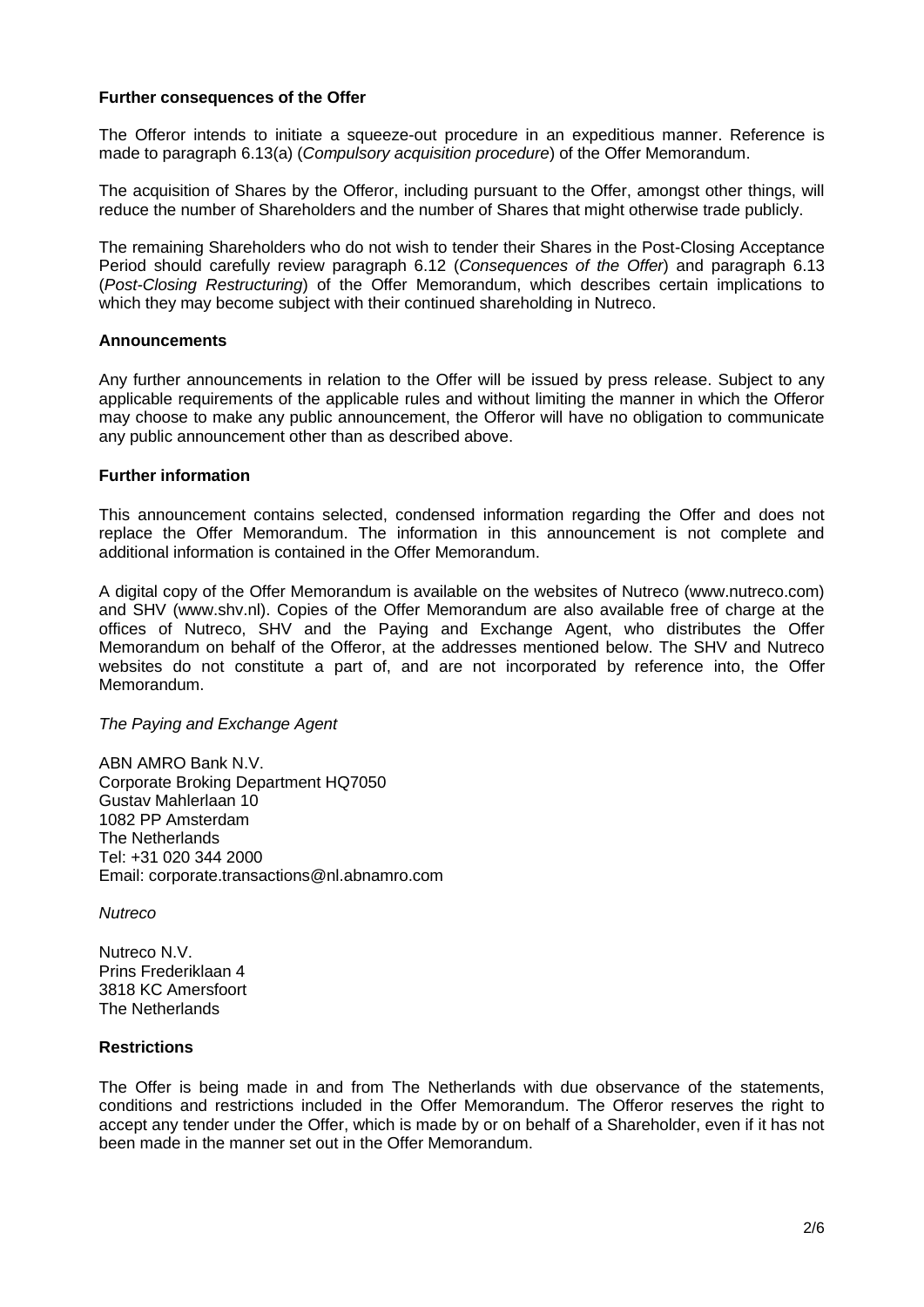**Further consequences of the Offer**

The Offeror intends to initiate a squeeze-out procedure in an expeditious manner. Reference is made to paragraph 6.13(a) (*Compulsory acquisition procedure*) of the Offer Memorandum.

The acquisition of Shares by the Offeror, including pursuant to the Offer, amongst other things, will reduce the number of Shareholders and the number of Shares that might otherwise trade publicly.

The remaining Shareholders who do not wish to tender their Shares in the Post-Closing Acceptance Period should carefully review paragraph 6.12 (*Consequences of the Offer*) and paragraph 6.13 (*Post-Closing Restructuring*) of the Offer Memorandum, which describes certain implications to which they may become subject with their continued shareholding in Nutreco.

**Announcements**

Any further announcements in relation to the Offer will be issued by press release. Subject to any applicable requirements of the applicable rules and without limiting the manner in which the Offeror may choose to make any public announcement, the Offeror will have no obligation to communicate any public announcement other than as described above.

**Further information**

This announcement contains selected, condensed information regarding the Offer and does not replace the Offer Memorandum. The information in this announcement is not complete and additional information is contained in the Offer Memorandum.

A digital copy of the Offer Memorandum is available on the websites of Nutreco (www.nutreco.com) and SHV (www.shv.nl). Copies of the Offer Memorandum are also available free of charge at the offices of Nutreco, SHV and the Paying and Exchange Agent, who distributes the Offer Memorandum on behalf of the Offeror, at the addresses mentioned below. The SHV and Nutreco websites do not constitute a part of, and are not incorporated by reference into, the Offer Memorandum.

*The Paying and Exchange Agent*

ABN AMRO Bank N.V.
Corporate Broking Department HQ7050
Gustav Mahlerlaan 10
1082 PP Amsterdam
The Netherlands
Tel: +31 020 344 2000
Email: corporate.transactions@nl.abnamro.com

*Nutreco*

Nutreco N.V.
Prins Frederiklaan 4
3818 KC Amersfoort
The Netherlands

**Restrictions**

The Offer is being made in and from The Netherlands with due observance of the statements, conditions and restrictions included in the Offer Memorandum. The Offeror reserves the right to accept any tender under the Offer, which is made by or on behalf of a Shareholder, even if it has not been made in the manner set out in the Offer Memorandum.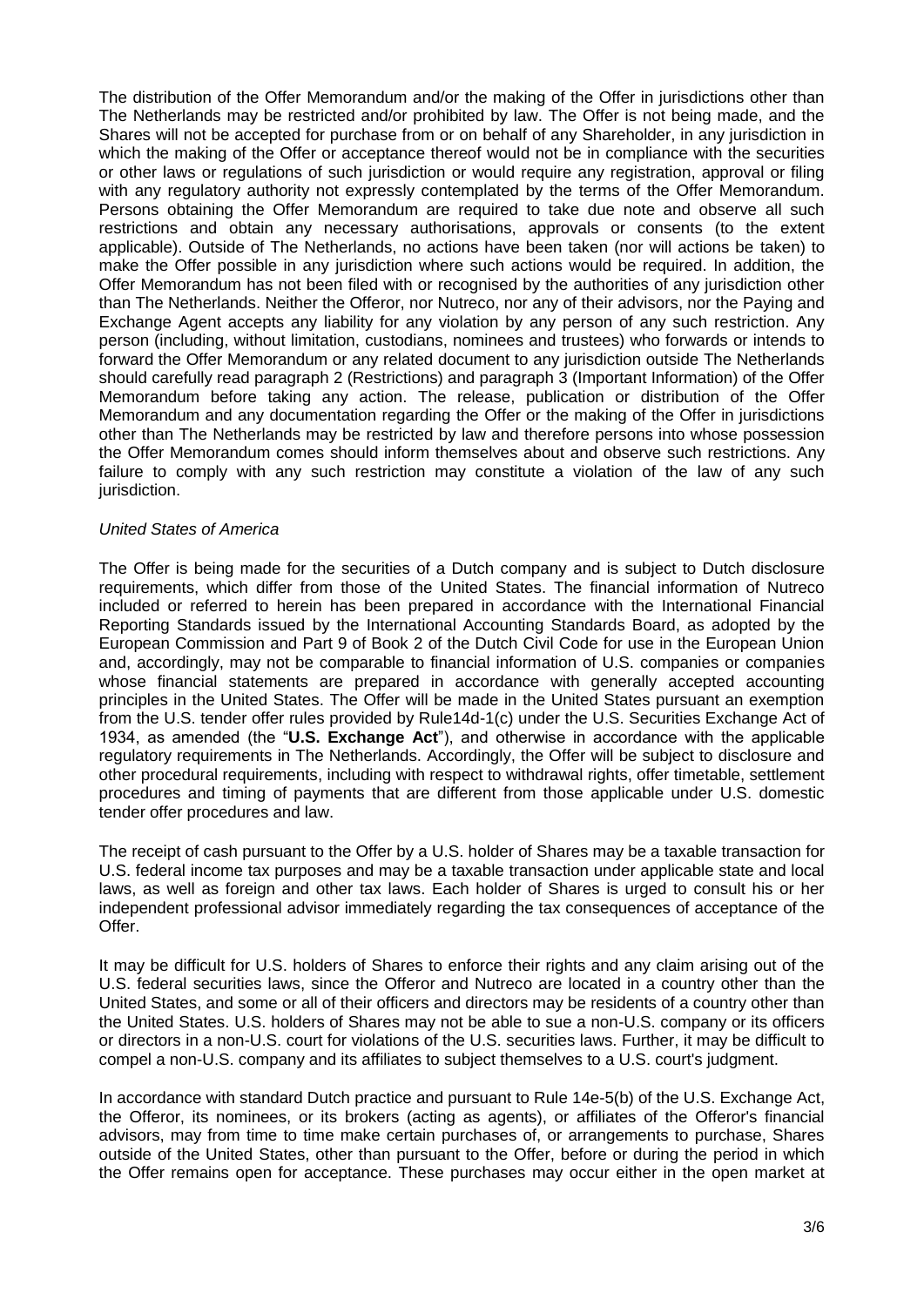The distribution of the Offer Memorandum and/or the making of the Offer in jurisdictions other than The Netherlands may be restricted and/or prohibited by law. The Offer is not being made, and the Shares will not be accepted for purchase from or on behalf of any Shareholder, in any jurisdiction in which the making of the Offer or acceptance thereof would not be in compliance with the securities or other laws or regulations of such jurisdiction or would require any registration, approval or filing with any regulatory authority not expressly contemplated by the terms of the Offer Memorandum. Persons obtaining the Offer Memorandum are required to take due note and observe all such restrictions and obtain any necessary authorisations, approvals or consents (to the extent applicable). Outside of The Netherlands, no actions have been taken (nor will actions be taken) to make the Offer possible in any jurisdiction where such actions would be required. In addition, the Offer Memorandum has not been filed with or recognised by the authorities of any jurisdiction other than The Netherlands. Neither the Offeror, nor Nutreco, nor any of their advisors, nor the Paying and Exchange Agent accepts any liability for any violation by any person of any such restriction. Any person (including, without limitation, custodians, nominees and trustees) who forwards or intends to forward the Offer Memorandum or any related document to any jurisdiction outside The Netherlands should carefully read paragraph 2 (Restrictions) and paragraph 3 (Important Information) of the Offer Memorandum before taking any action. The release, publication or distribution of the Offer Memorandum and any documentation regarding the Offer or the making of the Offer in jurisdictions other than The Netherlands may be restricted by law and therefore persons into whose possession the Offer Memorandum comes should inform themselves about and observe such restrictions. Any failure to comply with any such restriction may constitute a violation of the law of any such jurisdiction.

*United States of America*

The Offer is being made for the securities of a Dutch company and is subject to Dutch disclosure requirements, which differ from those of the United States. The financial information of Nutreco included or referred to herein has been prepared in accordance with the International Financial Reporting Standards issued by the International Accounting Standards Board, as adopted by the European Commission and Part 9 of Book 2 of the Dutch Civil Code for use in the European Union and, accordingly, may not be comparable to financial information of U.S. companies or companies whose financial statements are prepared in accordance with generally accepted accounting principles in the United States. The Offer will be made in the United States pursuant an exemption from the U.S. tender offer rules provided by Rule14d-1(c) under the U.S. Securities Exchange Act of 1934, as amended (the "**U.S. Exchange Act**"), and otherwise in accordance with the applicable regulatory requirements in The Netherlands. Accordingly, the Offer will be subject to disclosure and other procedural requirements, including with respect to withdrawal rights, offer timetable, settlement procedures and timing of payments that are different from those applicable under U.S. domestic tender offer procedures and law.

The receipt of cash pursuant to the Offer by a U.S. holder of Shares may be a taxable transaction for U.S. federal income tax purposes and may be a taxable transaction under applicable state and local laws, as well as foreign and other tax laws. Each holder of Shares is urged to consult his or her independent professional advisor immediately regarding the tax consequences of acceptance of the Offer.

It may be difficult for U.S. holders of Shares to enforce their rights and any claim arising out of the U.S. federal securities laws, since the Offeror and Nutreco are located in a country other than the United States, and some or all of their officers and directors may be residents of a country other than the United States. U.S. holders of Shares may not be able to sue a non-U.S. company or its officers or directors in a non-U.S. court for violations of the U.S. securities laws. Further, it may be difficult to compel a non-U.S. company and its affiliates to subject themselves to a U.S. court's judgment.

In accordance with standard Dutch practice and pursuant to Rule 14e-5(b) of the U.S. Exchange Act, the Offeror, its nominees, or its brokers (acting as agents), or affiliates of the Offeror's financial advisors, may from time to time make certain purchases of, or arrangements to purchase, Shares outside of the United States, other than pursuant to the Offer, before or during the period in which the Offer remains open for acceptance. These purchases may occur either in the open market at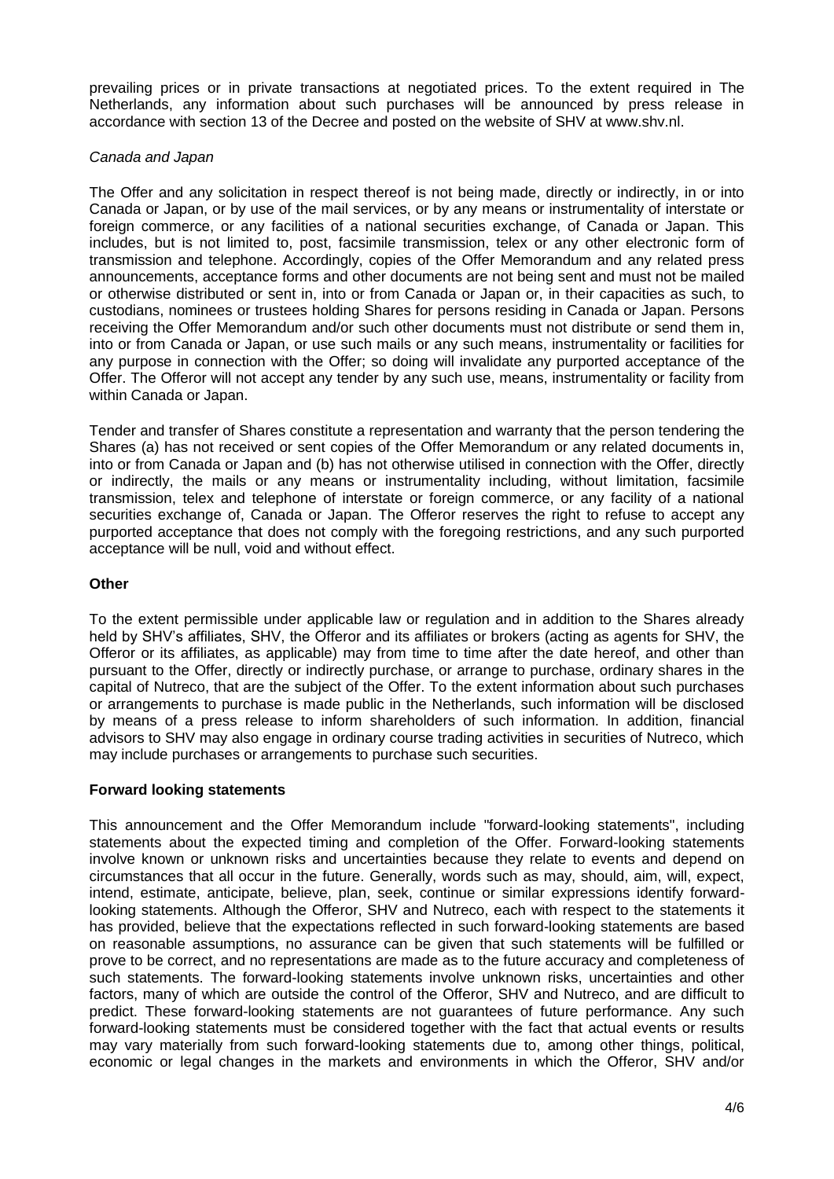prevailing prices or in private transactions at negotiated prices. To the extent required in The Netherlands, any information about such purchases will be announced by press release in accordance with section 13 of the Decree and posted on the website of SHV at www.shv.nl.

*Canada and Japan*

The Offer and any solicitation in respect thereof is not being made, directly or indirectly, in or into Canada or Japan, or by use of the mail services, or by any means or instrumentality of interstate or foreign commerce, or any facilities of a national securities exchange, of Canada or Japan. This includes, but is not limited to, post, facsimile transmission, telex or any other electronic form of transmission and telephone. Accordingly, copies of the Offer Memorandum and any related press announcements, acceptance forms and other documents are not being sent and must not be mailed or otherwise distributed or sent in, into or from Canada or Japan or, in their capacities as such, to custodians, nominees or trustees holding Shares for persons residing in Canada or Japan. Persons receiving the Offer Memorandum and/or such other documents must not distribute or send them in, into or from Canada or Japan, or use such mails or any such means, instrumentality or facilities for any purpose in connection with the Offer; so doing will invalidate any purported acceptance of the Offer. The Offeror will not accept any tender by any such use, means, instrumentality or facility from within Canada or Japan.

Tender and transfer of Shares constitute a representation and warranty that the person tendering the Shares (a) has not received or sent copies of the Offer Memorandum or any related documents in, into or from Canada or Japan and (b) has not otherwise utilised in connection with the Offer, directly or indirectly, the mails or any means or instrumentality including, without limitation, facsimile transmission, telex and telephone of interstate or foreign commerce, or any facility of a national securities exchange of, Canada or Japan. The Offeror reserves the right to refuse to accept any purported acceptance that does not comply with the foregoing restrictions, and any such purported acceptance will be null, void and without effect.

**Other**

To the extent permissible under applicable law or regulation and in addition to the Shares already held by SHV's affiliates, SHV, the Offeror and its affiliates or brokers (acting as agents for SHV, the Offeror or its affiliates, as applicable) may from time to time after the date hereof, and other than pursuant to the Offer, directly or indirectly purchase, or arrange to purchase, ordinary shares in the capital of Nutreco, that are the subject of the Offer. To the extent information about such purchases or arrangements to purchase is made public in the Netherlands, such information will be disclosed by means of a press release to inform shareholders of such information. In addition, financial advisors to SHV may also engage in ordinary course trading activities in securities of Nutreco, which may include purchases or arrangements to purchase such securities.

**Forward looking statements**

This announcement and the Offer Memorandum include "forward-looking statements", including statements about the expected timing and completion of the Offer. Forward-looking statements involve known or unknown risks and uncertainties because they relate to events and depend on circumstances that all occur in the future. Generally, words such as may, should, aim, will, expect, intend, estimate, anticipate, believe, plan, seek, continue or similar expressions identify forward-looking statements. Although the Offeror, SHV and Nutreco, each with respect to the statements it has provided, believe that the expectations reflected in such forward-looking statements are based on reasonable assumptions, no assurance can be given that such statements will be fulfilled or prove to be correct, and no representations are made as to the future accuracy and completeness of such statements. The forward-looking statements involve unknown risks, uncertainties and other factors, many of which are outside the control of the Offeror, SHV and Nutreco, and are difficult to predict. These forward-looking statements are not guarantees of future performance. Any such forward-looking statements must be considered together with the fact that actual events or results may vary materially from such forward-looking statements due to, among other things, political, economic or legal changes in the markets and environments in which the Offeror, SHV and/or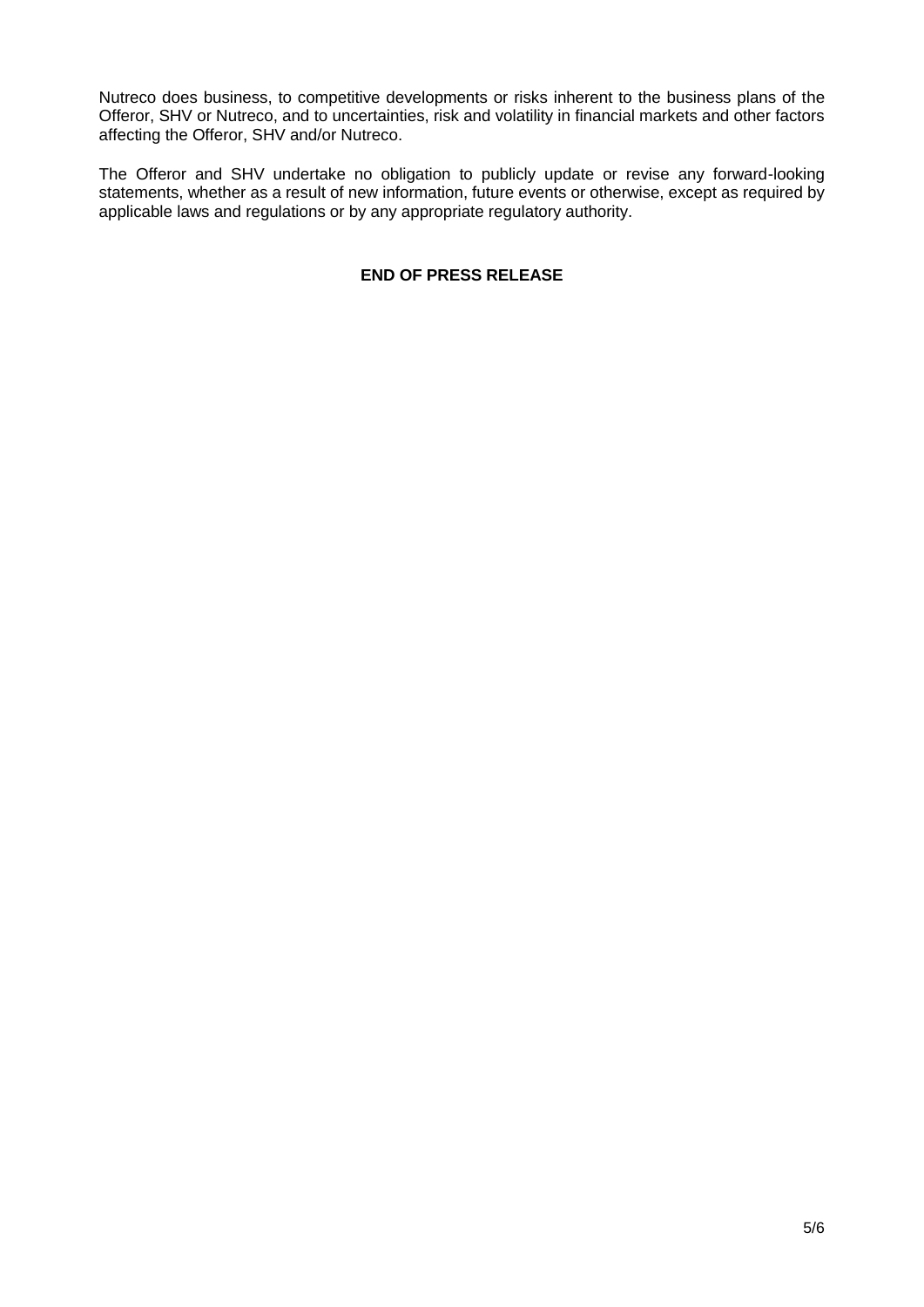Nutreco does business, to competitive developments or risks inherent to the business plans of the Offeror, SHV or Nutreco, and to uncertainties, risk and volatility in financial markets and other factors affecting the Offeror, SHV and/or Nutreco.

The Offeror and SHV undertake no obligation to publicly update or revise any forward-looking statements, whether as a result of new information, future events or otherwise, except as required by applicable laws and regulations or by any appropriate regulatory authority.

**END OF PRESS RELEASE**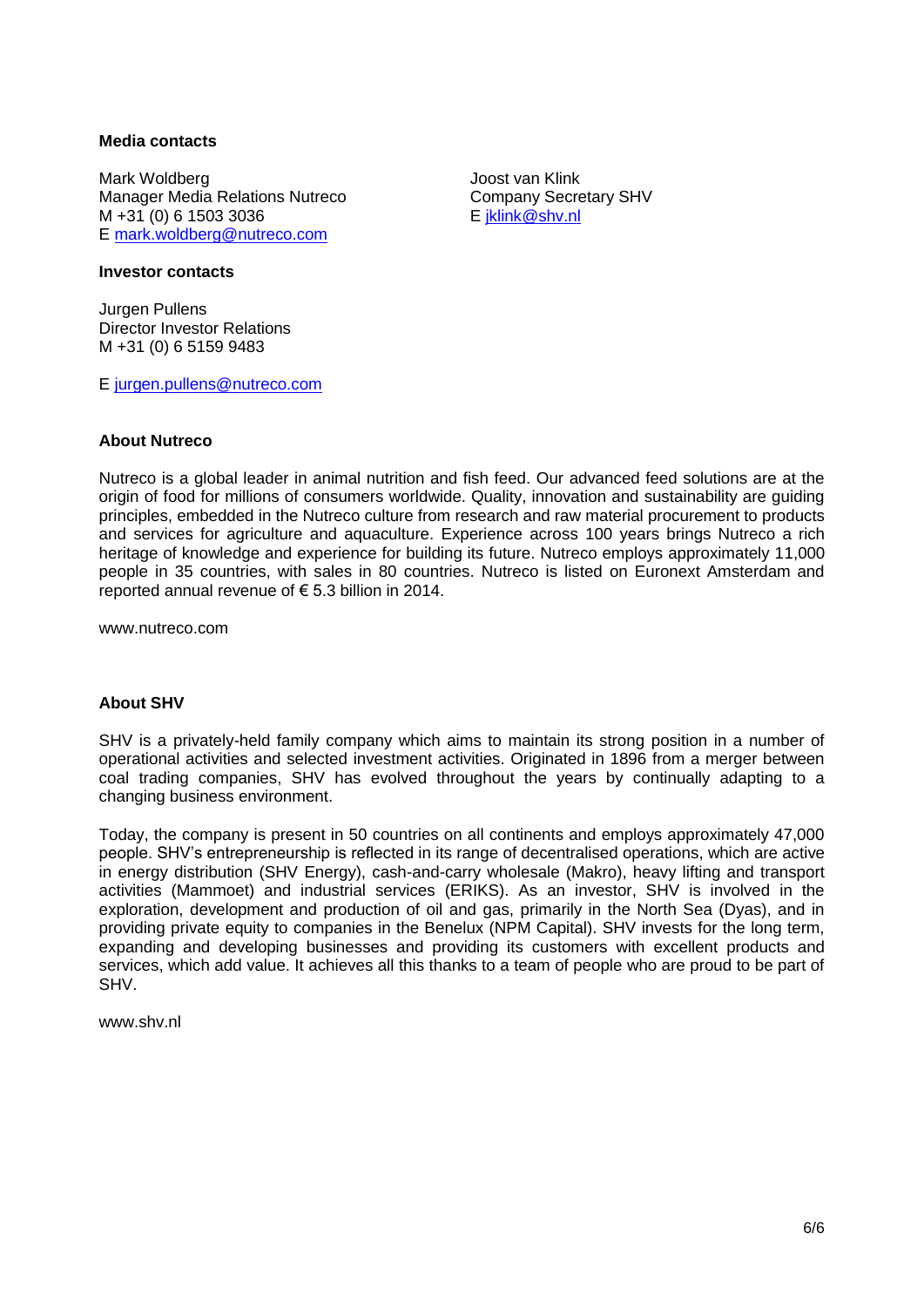**Media contacts**

Mark Woldberg
Manager Media Relations Nutreco
M +31 (0) 6 1503 3036
E mark.woldberg@nutreco.com

Joost van Klink
Company Secretary SHV
E jklink@shv.nl

**Investor contacts**

Jurgen Pullens
Director Investor Relations
M +31 (0) 6 5159 9483

E jurgen.pullens@nutreco.com

**About Nutreco**

Nutreco is a global leader in animal nutrition and fish feed. Our advanced feed solutions are at the origin of food for millions of consumers worldwide. Quality, innovation and sustainability are guiding principles, embedded in the Nutreco culture from research and raw material procurement to products and services for agriculture and aquaculture. Experience across 100 years brings Nutreco a rich heritage of knowledge and experience for building its future. Nutreco employs approximately 11,000 people in 35 countries, with sales in 80 countries. Nutreco is listed on Euronext Amsterdam and reported annual revenue of € 5.3 billion in 2014.

www.nutreco.com

**About SHV**

SHV is a privately-held family company which aims to maintain its strong position in a number of operational activities and selected investment activities. Originated in 1896 from a merger between coal trading companies, SHV has evolved throughout the years by continually adapting to a changing business environment.

Today, the company is present in 50 countries on all continents and employs approximately 47,000 people. SHV's entrepreneurship is reflected in its range of decentralised operations, which are active in energy distribution (SHV Energy), cash-and-carry wholesale (Makro), heavy lifting and transport activities (Mammoet) and industrial services (ERIKS). As an investor, SHV is involved in the exploration, development and production of oil and gas, primarily in the North Sea (Dyas), and in providing private equity to companies in the Benelux (NPM Capital). SHV invests for the long term, expanding and developing businesses and providing its customers with excellent products and services, which add value. It achieves all this thanks to a team of people who are proud to be part of SHV.

www.shv.nl